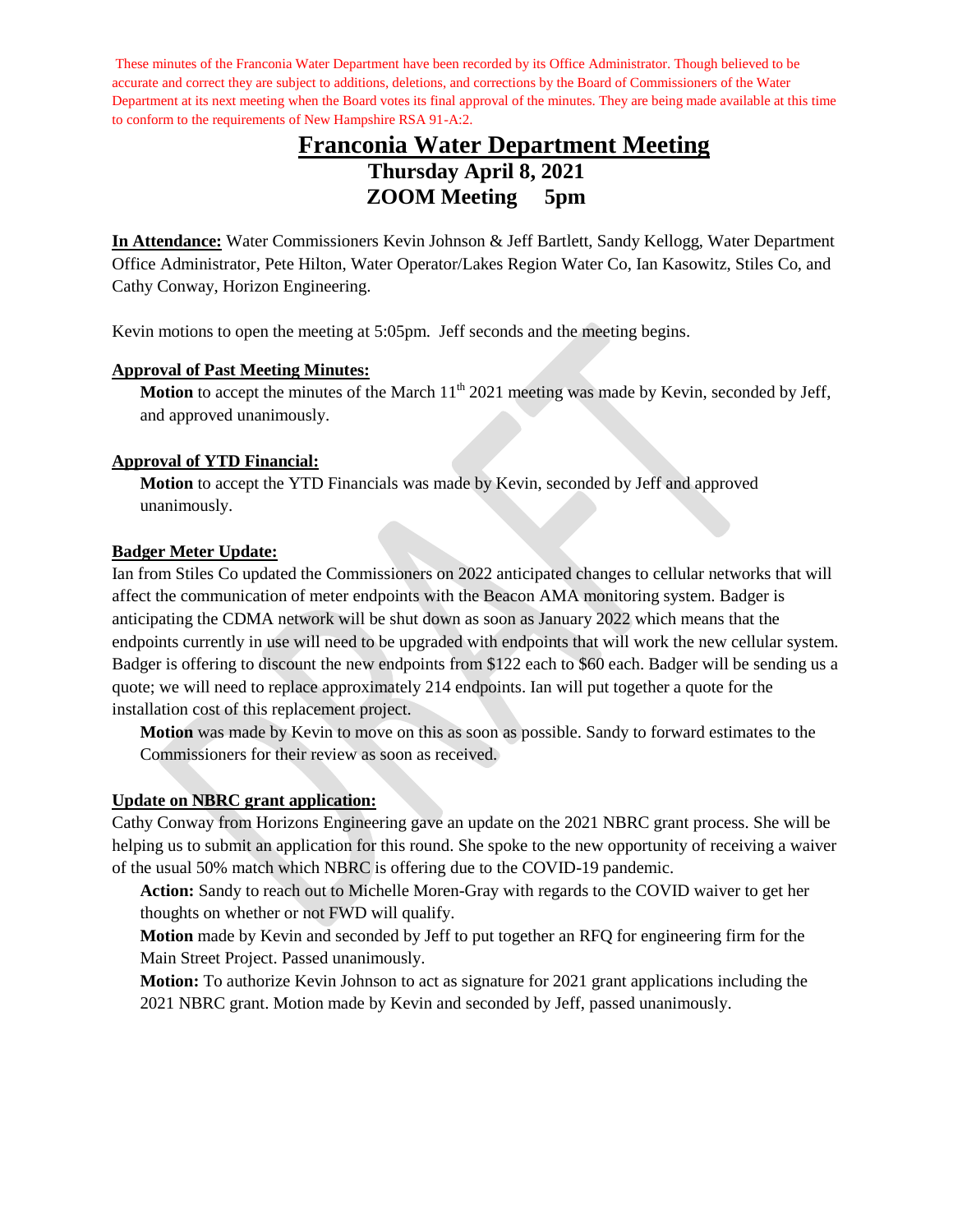These minutes of the Franconia Water Department have been recorded by its Office Administrator. Though believed to be accurate and correct they are subject to additions, deletions, and corrections by the Board of Commissioners of the Water Department at its next meeting when the Board votes its final approval of the minutes. They are being made available at this time to conform to the requirements of New Hampshire RSA 91-A:2.

# Franconia Water Department Meeting

## Thursday April 8, 2021
## ZOOM Meeting 5pm

**In Attendance:** Water Commissioners Kevin Johnson & Jeff Bartlett, Sandy Kellogg, Water Department Office Administrator, Pete Hilton, Water Operator/Lakes Region Water Co, Ian Kasowitz, Stiles Co, and Cathy Conway, Horizon Engineering.

Kevin motions to open the meeting at 5:05pm. Jeff seconds and the meeting begins.

**Approval of Past Meeting Minutes:**

**Motion** to accept the minutes of the March 11th 2021 meeting was made by Kevin, seconded by Jeff, and approved unanimously.

**Approval of YTD Financial:**

**Motion** to accept the YTD Financials was made by Kevin, seconded by Jeff and approved unanimously.

**Badger Meter Update:**

Ian from Stiles Co updated the Commissioners on 2022 anticipated changes to cellular networks that will affect the communication of meter endpoints with the Beacon AMA monitoring system. Badger is anticipating the CDMA network will be shut down as soon as January 2022 which means that the endpoints currently in use will need to be upgraded with endpoints that will work the new cellular system. Badger is offering to discount the new endpoints from $122 each to $60 each. Badger will be sending us a quote; we will need to replace approximately 214 endpoints. Ian will put together a quote for the installation cost of this replacement project.

**Motion** was made by Kevin to move on this as soon as possible. Sandy to forward estimates to the Commissioners for their review as soon as received.

**Update on NBRC grant application:**

Cathy Conway from Horizons Engineering gave an update on the 2021 NBRC grant process. She will be helping us to submit an application for this round. She spoke to the new opportunity of receiving a waiver of the usual 50% match which NBRC is offering due to the COVID-19 pandemic.

**Action:** Sandy to reach out to Michelle Moren-Gray with regards to the COVID waiver to get her thoughts on whether or not FWD will qualify.

**Motion** made by Kevin and seconded by Jeff to put together an RFQ for engineering firm for the Main Street Project. Passed unanimously.

**Motion:** To authorize Kevin Johnson to act as signature for 2021 grant applications including the 2021 NBRC grant. Motion made by Kevin and seconded by Jeff, passed unanimously.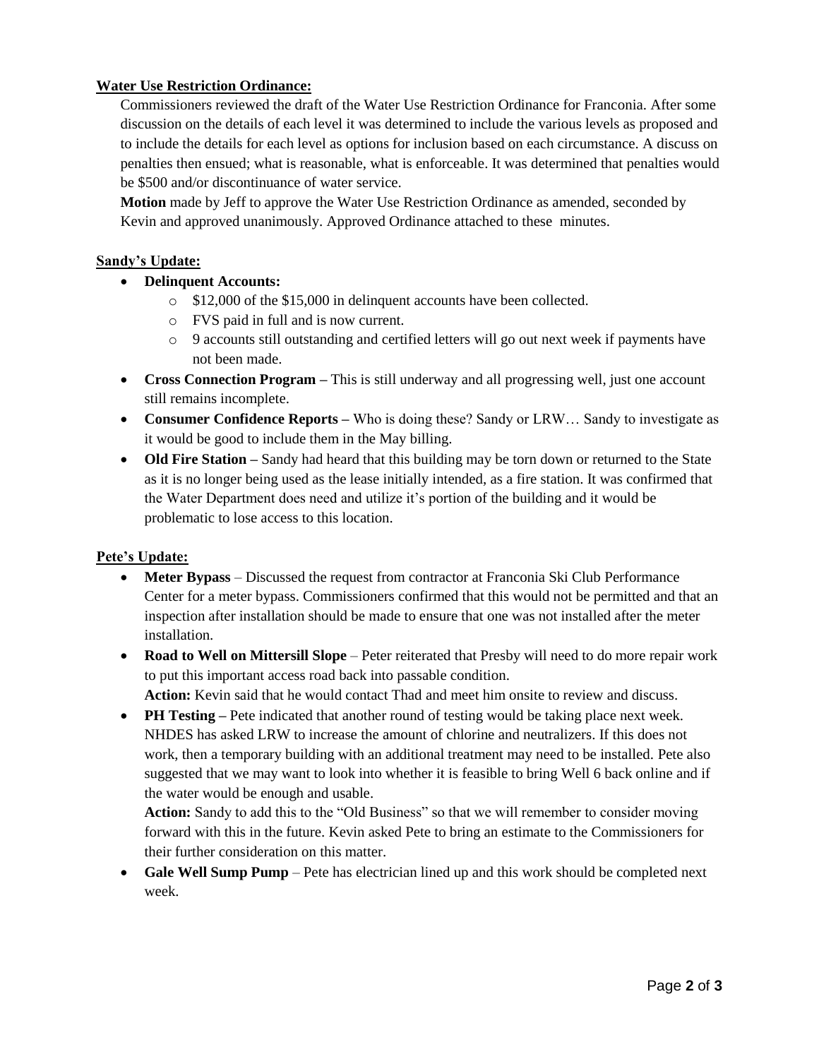**Water Use Restriction Ordinance:**

Commissioners reviewed the draft of the Water Use Restriction Ordinance for Franconia. After some discussion on the details of each level it was determined to include the various levels as proposed and to include the details for each level as options for inclusion based on each circumstance. A discuss on penalties then ensued; what is reasonable, what is enforceable. It was determined that penalties would be $500 and/or discontinuance of water service.

**Motion** made by Jeff to approve the Water Use Restriction Ordinance as amended, seconded by Kevin and approved unanimously. Approved Ordinance attached to these minutes.

**Sandy's Update:**

- **Delinquent Accounts:**
  - $12,000 of the $15,000 in delinquent accounts have been collected.
  - FVS paid in full and is now current.
  - 9 accounts still outstanding and certified letters will go out next week if payments have not been made.
- **Cross Connection Program –** This is still underway and all progressing well, just one account still remains incomplete.
- **Consumer Confidence Reports –** Who is doing these? Sandy or LRW… Sandy to investigate as it would be good to include them in the May billing.
- **Old Fire Station –** Sandy had heard that this building may be torn down or returned to the State as it is no longer being used as the lease initially intended, as a fire station. It was confirmed that the Water Department does need and utilize it's portion of the building and it would be problematic to lose access to this location.

**Pete's Update:**

- **Meter Bypass** – Discussed the request from contractor at Franconia Ski Club Performance Center for a meter bypass. Commissioners confirmed that this would not be permitted and that an inspection after installation should be made to ensure that one was not installed after the meter installation.
- **Road to Well on Mittersill Slope** – Peter reiterated that Presby will need to do more repair work to put this important access road back into passable condition.
  **Action:** Kevin said that he would contact Thad and meet him onsite to review and discuss.
- **PH Testing –** Pete indicated that another round of testing would be taking place next week. NHDES has asked LRW to increase the amount of chlorine and neutralizers. If this does not work, then a temporary building with an additional treatment may need to be installed. Pete also suggested that we may want to look into whether it is feasible to bring Well 6 back online and if the water would be enough and usable.
  **Action:** Sandy to add this to the "Old Business" so that we will remember to consider moving forward with this in the future. Kevin asked Pete to bring an estimate to the Commissioners for their further consideration on this matter.
- **Gale Well Sump Pump** – Pete has electrician lined up and this work should be completed next week.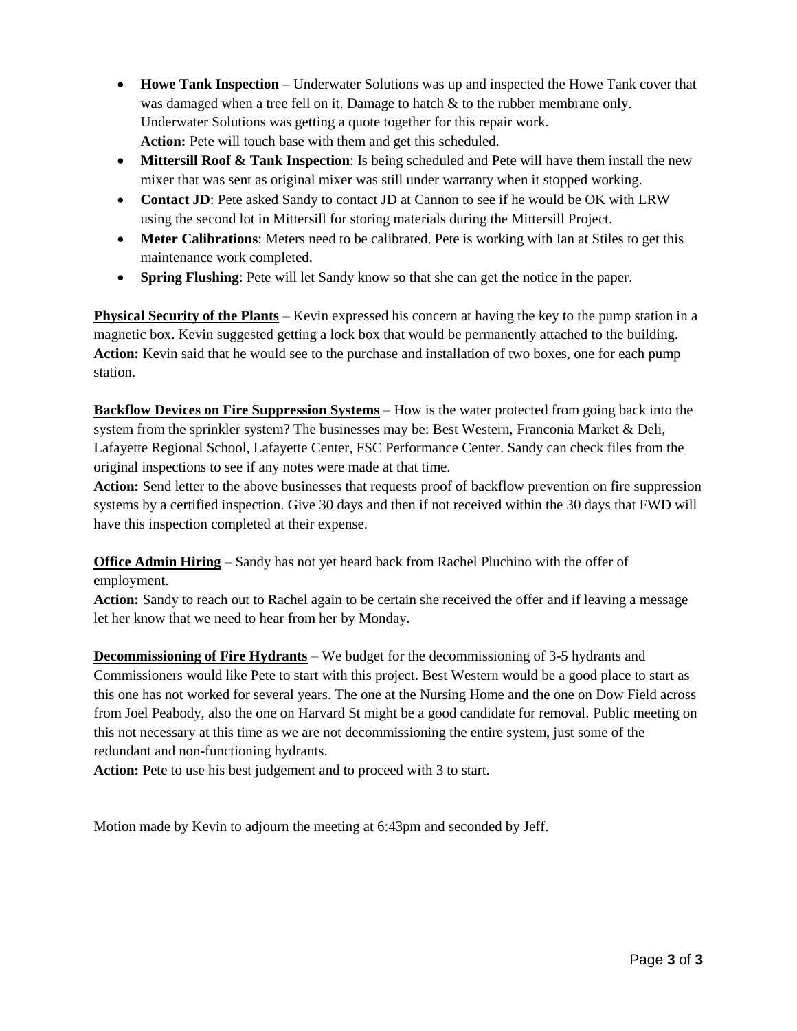- **Howe Tank Inspection** – Underwater Solutions was up and inspected the Howe Tank cover that was damaged when a tree fell on it. Damage to hatch & to the rubber membrane only. Underwater Solutions was getting a quote together for this repair work.
  **Action:** Pete will touch base with them and get this scheduled.
- **Mittersill Roof & Tank Inspection**: Is being scheduled and Pete will have them install the new mixer that was sent as original mixer was still under warranty when it stopped working.
- **Contact JD**: Pete asked Sandy to contact JD at Cannon to see if he would be OK with LRW using the second lot in Mittersill for storing materials during the Mittersill Project.
- **Meter Calibrations**: Meters need to be calibrated. Pete is working with Ian at Stiles to get this maintenance work completed.
- **Spring Flushing**: Pete will let Sandy know so that she can get the notice in the paper.

**<u>Physical Security of the Plants</u>** – Kevin expressed his concern at having the key to the pump station in a magnetic box. Kevin suggested getting a lock box that would be permanently attached to the building.
**Action:** Kevin said that he would see to the purchase and installation of two boxes, one for each pump station.

**<u>Backflow Devices on Fire Suppression Systems</u>** – How is the water protected from going back into the system from the sprinkler system? The businesses may be: Best Western, Franconia Market & Deli, Lafayette Regional School, Lafayette Center, FSC Performance Center. Sandy can check files from the original inspections to see if any notes were made at that time.
**Action:** Send letter to the above businesses that requests proof of backflow prevention on fire suppression systems by a certified inspection. Give 30 days and then if not received within the 30 days that FWD will have this inspection completed at their expense.

**<u>Office Admin Hiring</u>** – Sandy has not yet heard back from Rachel Pluchino with the offer of employment.
**Action:** Sandy to reach out to Rachel again to be certain she received the offer and if leaving a message let her know that we need to hear from her by Monday.

**<u>Decommissioning of Fire Hydrants</u>** – We budget for the decommissioning of 3-5 hydrants and Commissioners would like Pete to start with this project. Best Western would be a good place to start as this one has not worked for several years. The one at the Nursing Home and the one on Dow Field across from Joel Peabody, also the one on Harvard St might be a good candidate for removal. Public meeting on this not necessary at this time as we are not decommissioning the entire system, just some of the redundant and non-functioning hydrants.
**Action:** Pete to use his best judgement and to proceed with 3 to start.

Motion made by Kevin to adjourn the meeting at 6:43pm and seconded by Jeff.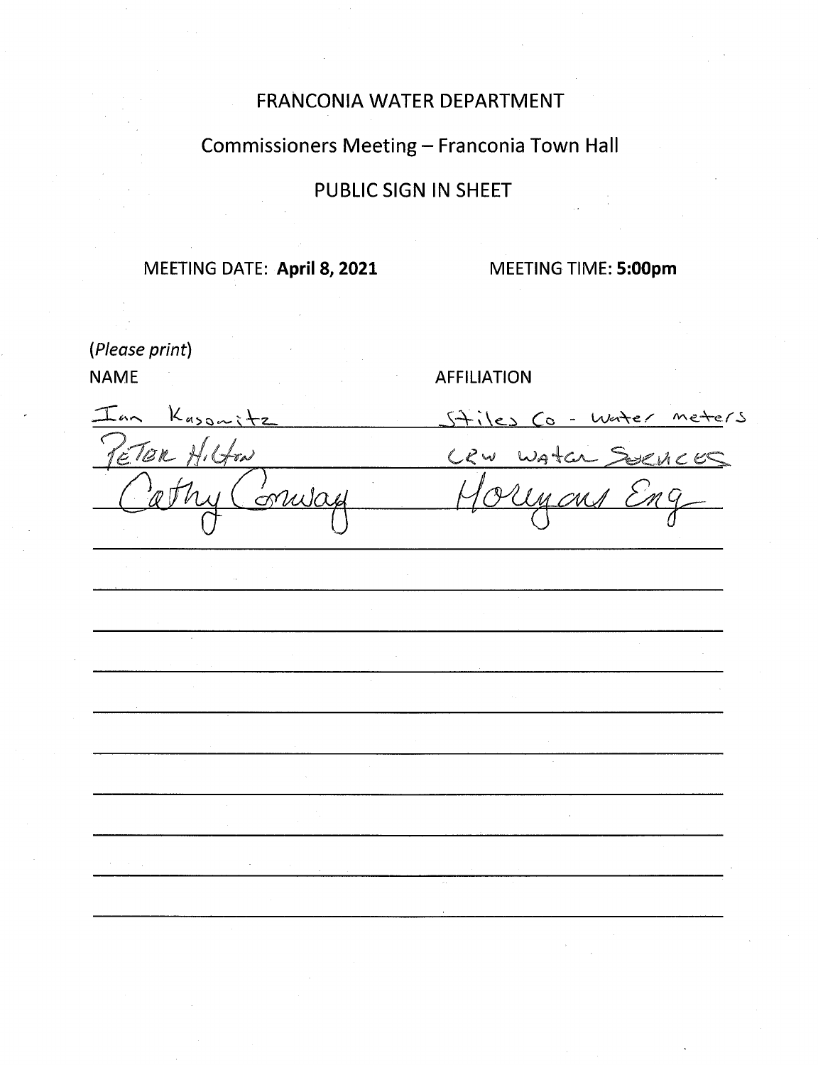# FRANCONIA WATER DEPARTMENT

## Commissioners Meeting – Franconia Town Hall

## PUBLIC SIGN IN SHEET

MEETING DATE: **April 8, 2021** MEETING TIME: **5:00pm**

(*Please print*)

| NAME | AFFILIATION |
|---|---|
| Ian Kasowitz | Stiles Co - Water meters |
| Peter Hilton | CRW Water Services |
| Cathy Conway | Horizons Eng |
| | |
| | |
| | |
| | |
| | |
| | |
| | |
| | |
| | |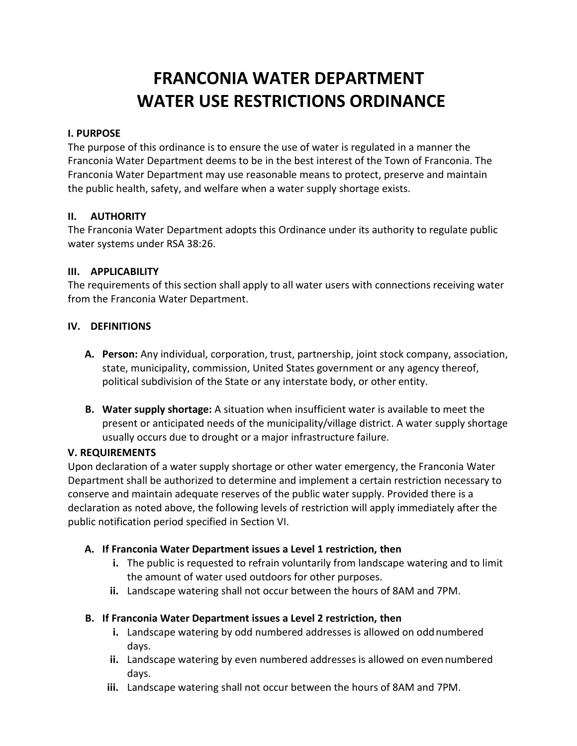# FRANCONIA WATER DEPARTMENT
# WATER USE RESTRICTIONS ORDINANCE

### I. PURPOSE

The purpose of this ordinance is to ensure the use of water is regulated in a manner the Franconia Water Department deems to be in the best interest of the Town of Franconia. The Franconia Water Department may use reasonable means to protect, preserve and maintain the public health, safety, and welfare when a water supply shortage exists.

### II. AUTHORITY

The Franconia Water Department adopts this Ordinance under its authority to regulate public water systems under RSA 38:26.

### III. APPLICABILITY

The requirements of this section shall apply to all water users with connections receiving water from the Franconia Water Department.

### IV. DEFINITIONS

**A. Person:** Any individual, corporation, trust, partnership, joint stock company, association, state, municipality, commission, United States government or any agency thereof, political subdivision of the State or any interstate body, or other entity.

**B. Water supply shortage:** A situation when insufficient water is available to meet the present or anticipated needs of the municipality/village district. A water supply shortage usually occurs due to drought or a major infrastructure failure.

### V. REQUIREMENTS

Upon declaration of a water supply shortage or other water emergency, the Franconia Water Department shall be authorized to determine and implement a certain restriction necessary to conserve and maintain adequate reserves of the public water supply. Provided there is a declaration as noted above, the following levels of restriction will apply immediately after the public notification period specified in Section VI.

**A. If Franconia Water Department issues a Level 1 restriction, then**

- i. The public is requested to refrain voluntarily from landscape watering and to limit the amount of water used outdoors for other purposes.
- ii. Landscape watering shall not occur between the hours of 8AM and 7PM.

**B. If Franconia Water Department issues a Level 2 restriction, then**

- i. Landscape watering by odd numbered addresses is allowed on odd numbered days.
- ii. Landscape watering by even numbered addresses is allowed on even numbered days.
- iii. Landscape watering shall not occur between the hours of 8AM and 7PM.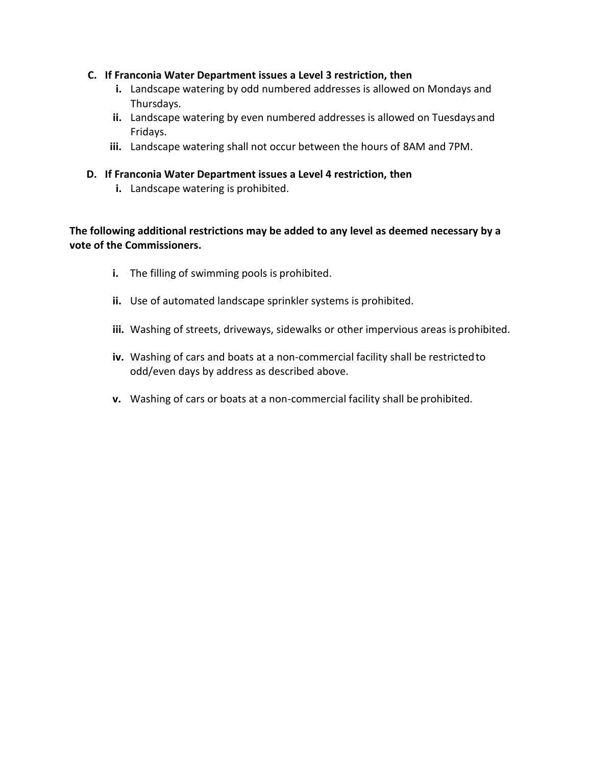**C. If Franconia Water Department issues a Level 3 restriction, then**

- **i.** Landscape watering by odd numbered addresses is allowed on Mondays and Thursdays.
- **ii.** Landscape watering by even numbered addresses is allowed on Tuesdays and Fridays.
- **iii.** Landscape watering shall not occur between the hours of 8AM and 7PM.

**D. If Franconia Water Department issues a Level 4 restriction, then**

- **i.** Landscape watering is prohibited.

**The following additional restrictions may be added to any level as deemed necessary by a vote of the Commissioners.**

- **i.** The filling of swimming pools is prohibited.
- **ii.** Use of automated landscape sprinkler systems is prohibited.
- **iii.** Washing of streets, driveways, sidewalks or other impervious areas is prohibited.
- **iv.** Washing of cars and boats at a non-commercial facility shall be restricted to odd/even days by address as described above.
- **v.** Washing of cars or boats at a non-commercial facility shall be prohibited.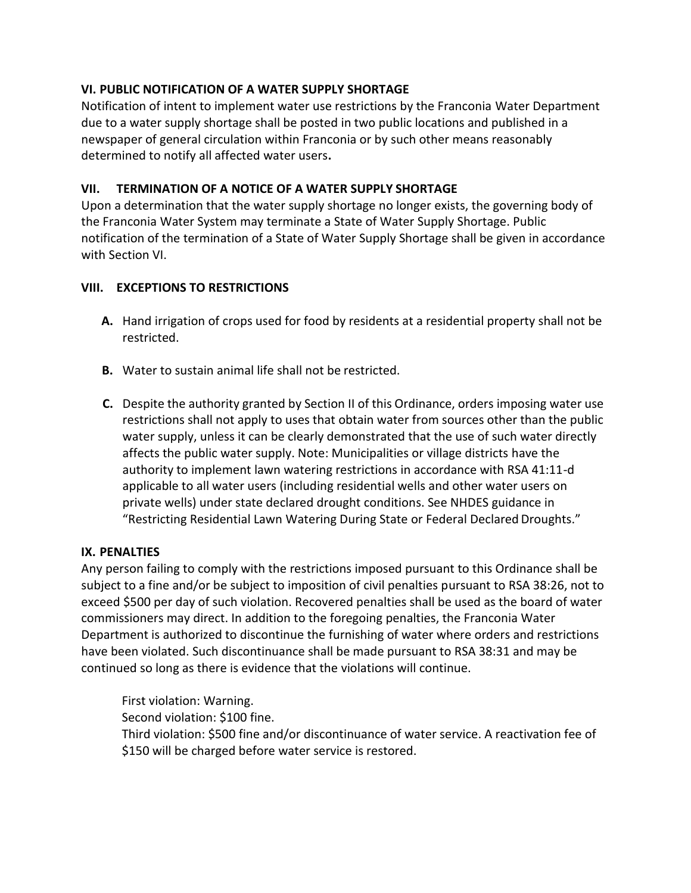## VI. PUBLIC NOTIFICATION OF A WATER SUPPLY SHORTAGE

Notification of intent to implement water use restrictions by the Franconia Water Department due to a water supply shortage shall be posted in two public locations and published in a newspaper of general circulation within Franconia or by such other means reasonably determined to notify all affected water users**.**

## VII. TERMINATION OF A NOTICE OF A WATER SUPPLY SHORTAGE

Upon a determination that the water supply shortage no longer exists, the governing body of the Franconia Water System may terminate a State of Water Supply Shortage. Public notification of the termination of a State of Water Supply Shortage shall be given in accordance with Section VI.

## VIII. EXCEPTIONS TO RESTRICTIONS

**A.** Hand irrigation of crops used for food by residents at a residential property shall not be restricted.

**B.** Water to sustain animal life shall not be restricted.

**C.** Despite the authority granted by Section II of this Ordinance, orders imposing water use restrictions shall not apply to uses that obtain water from sources other than the public water supply, unless it can be clearly demonstrated that the use of such water directly affects the public water supply. Note: Municipalities or village districts have the authority to implement lawn watering restrictions in accordance with RSA 41:11-d applicable to all water users (including residential wells and other water users on private wells) under state declared drought conditions. See NHDES guidance in "Restricting Residential Lawn Watering During State or Federal Declared Droughts."

## IX. PENALTIES

Any person failing to comply with the restrictions imposed pursuant to this Ordinance shall be subject to a fine and/or be subject to imposition of civil penalties pursuant to RSA 38:26, not to exceed $500 per day of such violation. Recovered penalties shall be used as the board of water commissioners may direct. In addition to the foregoing penalties, the Franconia Water Department is authorized to discontinue the furnishing of water where orders and restrictions have been violated. Such discontinuance shall be made pursuant to RSA 38:31 and may be continued so long as there is evidence that the violations will continue.

First violation: Warning.
Second violation: $100 fine.
Third violation: $500 fine and/or discontinuance of water service. A reactivation fee of $150 will be charged before water service is restored.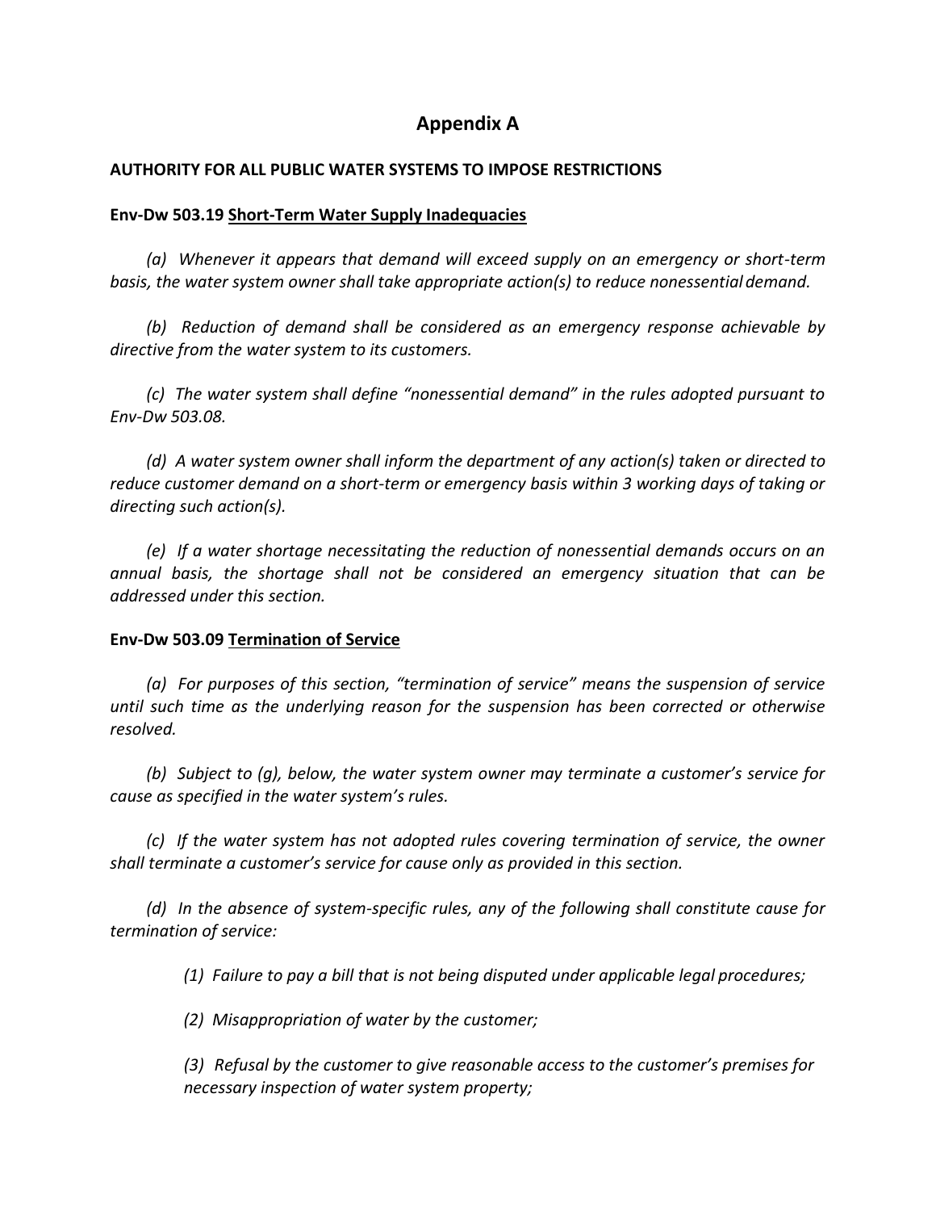## Appendix A

**AUTHORITY FOR ALL PUBLIC WATER SYSTEMS TO IMPOSE RESTRICTIONS**

**Env-Dw 503.19 Short-Term Water Supply Inadequacies**

*(a) Whenever it appears that demand will exceed supply on an emergency or short-term basis, the water system owner shall take appropriate action(s) to reduce nonessential demand.*

*(b) Reduction of demand shall be considered as an emergency response achievable by directive from the water system to its customers.*

*(c) The water system shall define "nonessential demand" in the rules adopted pursuant to Env-Dw 503.08.*

*(d) A water system owner shall inform the department of any action(s) taken or directed to reduce customer demand on a short-term or emergency basis within 3 working days of taking or directing such action(s).*

*(e) If a water shortage necessitating the reduction of nonessential demands occurs on an annual basis, the shortage shall not be considered an emergency situation that can be addressed under this section.*

**Env-Dw 503.09 Termination of Service**

*(a) For purposes of this section, "termination of service" means the suspension of service until such time as the underlying reason for the suspension has been corrected or otherwise resolved.*

*(b) Subject to (g), below, the water system owner may terminate a customer's service for cause as specified in the water system's rules.*

*(c) If the water system has not adopted rules covering termination of service, the owner shall terminate a customer's service for cause only as provided in this section.*

*(d) In the absence of system-specific rules, any of the following shall constitute cause for termination of service:*

> *(1) Failure to pay a bill that is not being disputed under applicable legal procedures;*
>
> *(2) Misappropriation of water by the customer;*
>
> *(3) Refusal by the customer to give reasonable access to the customer's premises for necessary inspection of water system property;*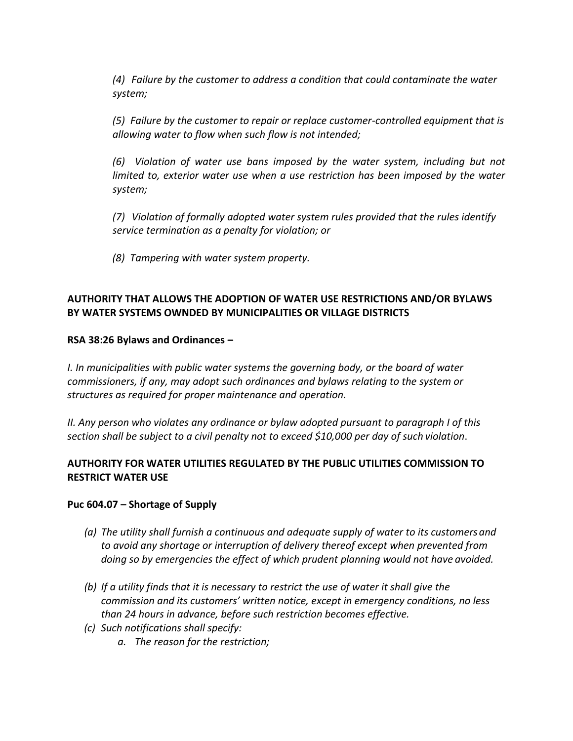*(4) Failure by the customer to address a condition that could contaminate the water system;*

*(5) Failure by the customer to repair or replace customer-controlled equipment that is allowing water to flow when such flow is not intended;*

*(6) Violation of water use bans imposed by the water system, including but not limited to, exterior water use when a use restriction has been imposed by the water system;*

*(7) Violation of formally adopted water system rules provided that the rules identify service termination as a penalty for violation; or*

*(8) Tampering with water system property.*

**AUTHORITY THAT ALLOWS THE ADOPTION OF WATER USE RESTRICTIONS AND/OR BYLAWS BY WATER SYSTEMS OWNDED BY MUNICIPALITIES OR VILLAGE DISTRICTS**

**RSA 38:26 Bylaws and Ordinances –**

*I. In municipalities with public water systems the governing body, or the board of water commissioners, if any, may adopt such ordinances and bylaws relating to the system or structures as required for proper maintenance and operation.*

*II. Any person who violates any ordinance or bylaw adopted pursuant to paragraph I of this section shall be subject to a civil penalty not to exceed $10,000 per day of such violation.*

**AUTHORITY FOR WATER UTILITIES REGULATED BY THE PUBLIC UTILITIES COMMISSION TO RESTRICT WATER USE**

**Puc 604.07 – Shortage of Supply**

- *(a) The utility shall furnish a continuous and adequate supply of water to its customers and to avoid any shortage or interruption of delivery thereof except when prevented from doing so by emergencies the effect of which prudent planning would not have avoided.*
- *(b) If a utility finds that it is necessary to restrict the use of water it shall give the commission and its customers' written notice, except in emergency conditions, no less than 24 hours in advance, before such restriction becomes effective.*
- *(c) Such notifications shall specify:*
  - *a. The reason for the restriction;*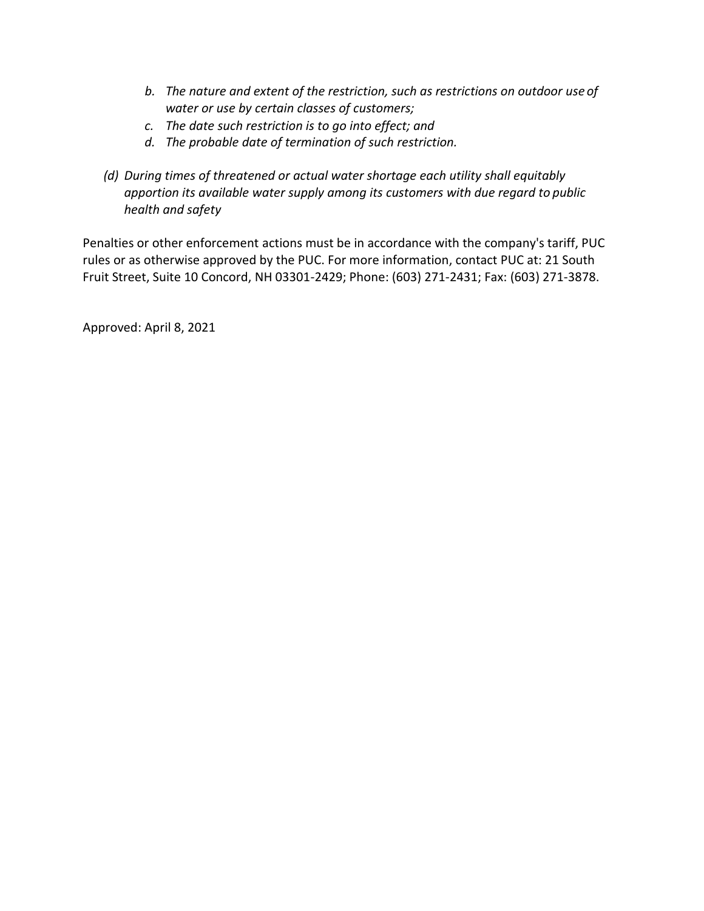*b. The nature and extent of the restriction, such as restrictions on outdoor use of water or use by certain classes of customers;*

*c. The date such restriction is to go into effect; and*

*d. The probable date of termination of such restriction.*

*(d) During times of threatened or actual water shortage each utility shall equitably apportion its available water supply among its customers with due regard to public health and safety*

Penalties or other enforcement actions must be in accordance with the company's tariff, PUC rules or as otherwise approved by the PUC. For more information, contact PUC at: 21 South Fruit Street, Suite 10 Concord, NH 03301-2429; Phone: (603) 271-2431; Fax: (603) 271-3878.

Approved: April 8, 2021